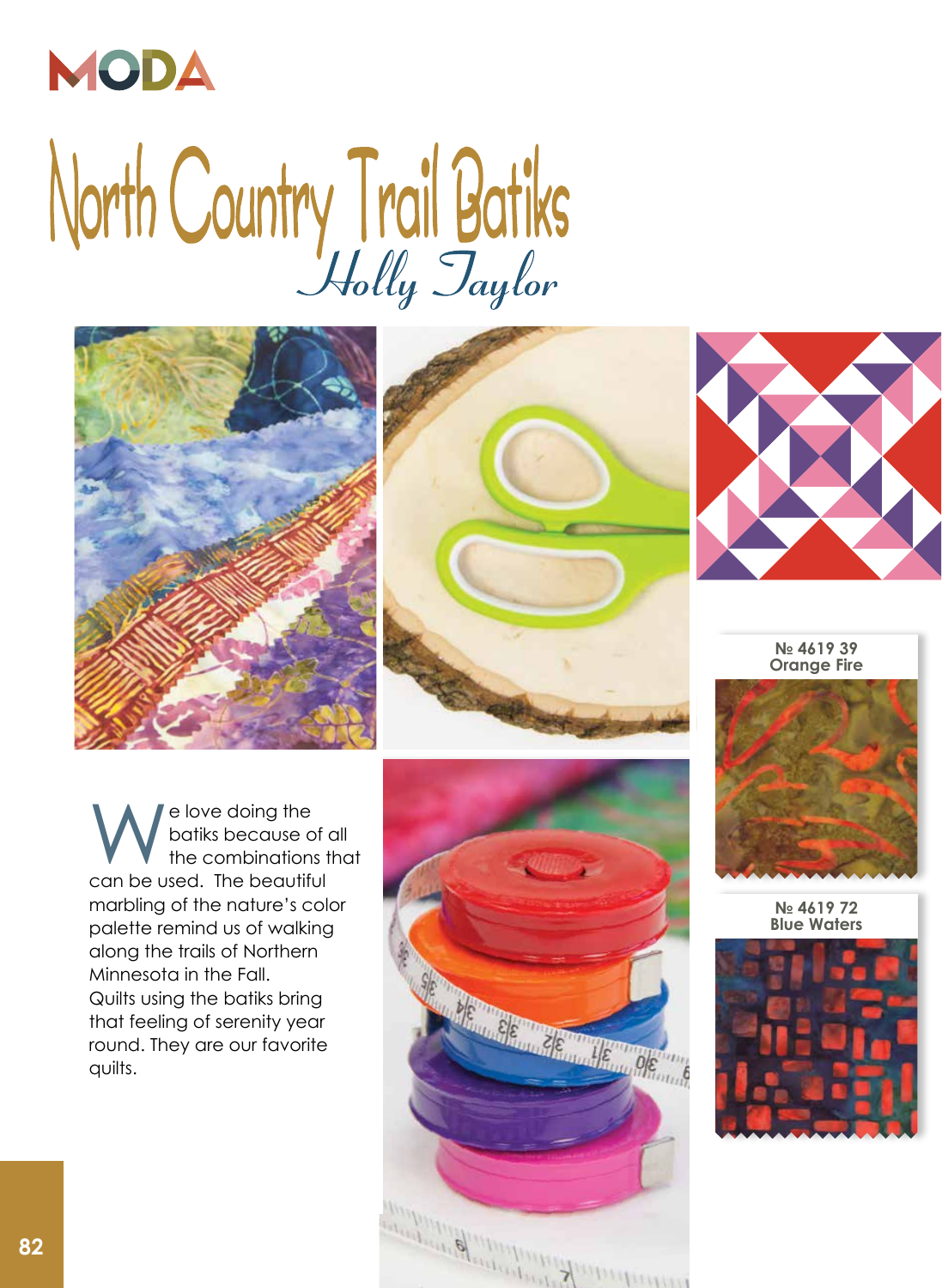MODA

# North Country Trail Batiks

*Holly Taylor*

We love doing the batiks because of all the combinations that can be used. The beautiful marbling of the nature's color palette remind us of walking along the trails of Northern Minnesota in the Fall. Quilts using the batiks bring that feeling of serenity year round. They are our favorite quilts.

**№ 4619 39**
**Orange Fire**

**№ 4619 72**
**Blue Waters**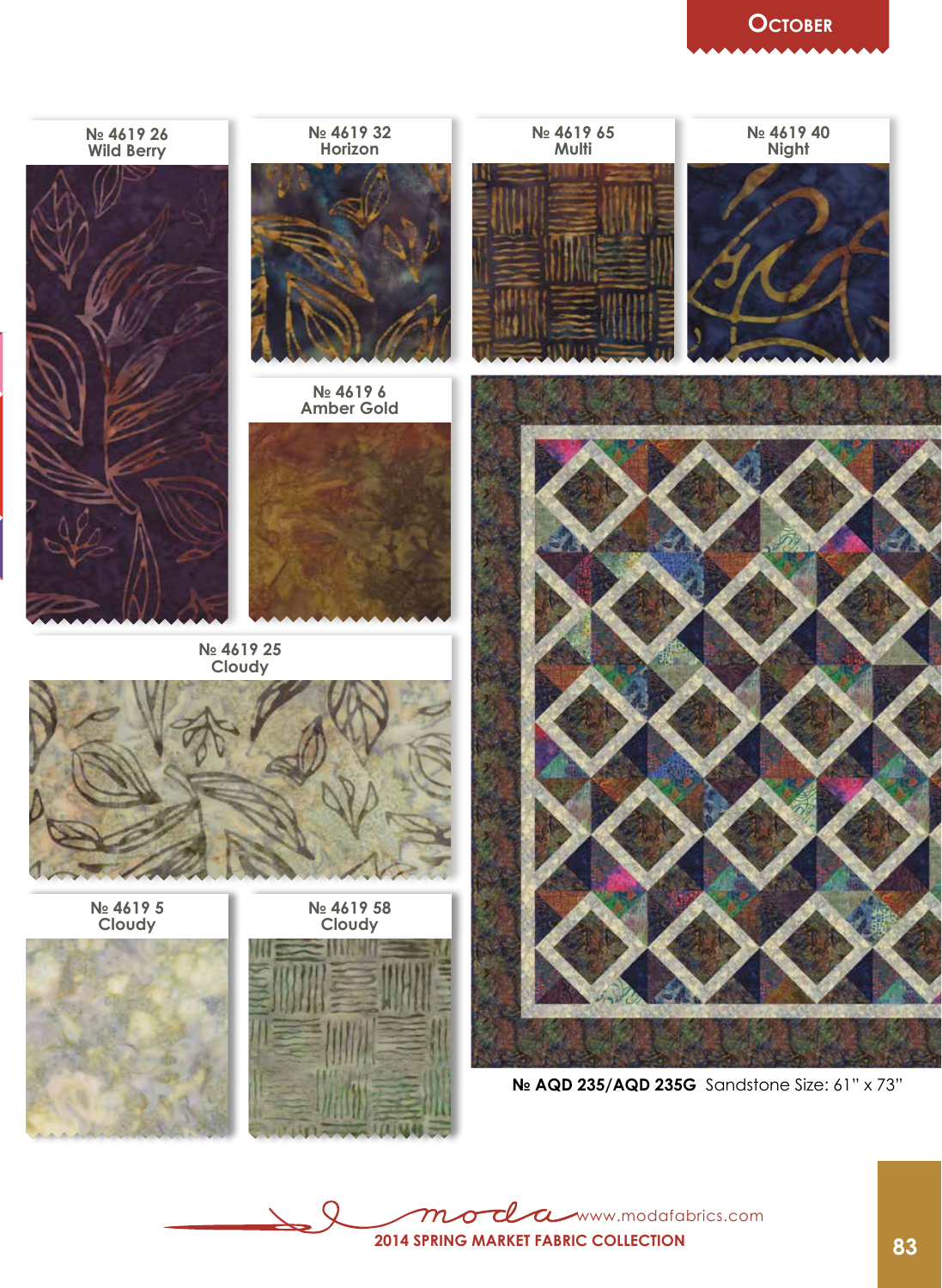## October

№ 4619 26
Wild Berry

№ 4619 32
Horizon

№ 4619 65
Multi

№ 4619 40
Night

№ 4619 6
Amber Gold

№ 4619 25
Cloudy

№ 4619 5
Cloudy

№ 4619 58
Cloudy

**№ AQD 235/AQD 235G** Sandstone Size: 61" x 73"

moda www.modafabrics.com

2014 SPRING MARKET FABRIC COLLECTION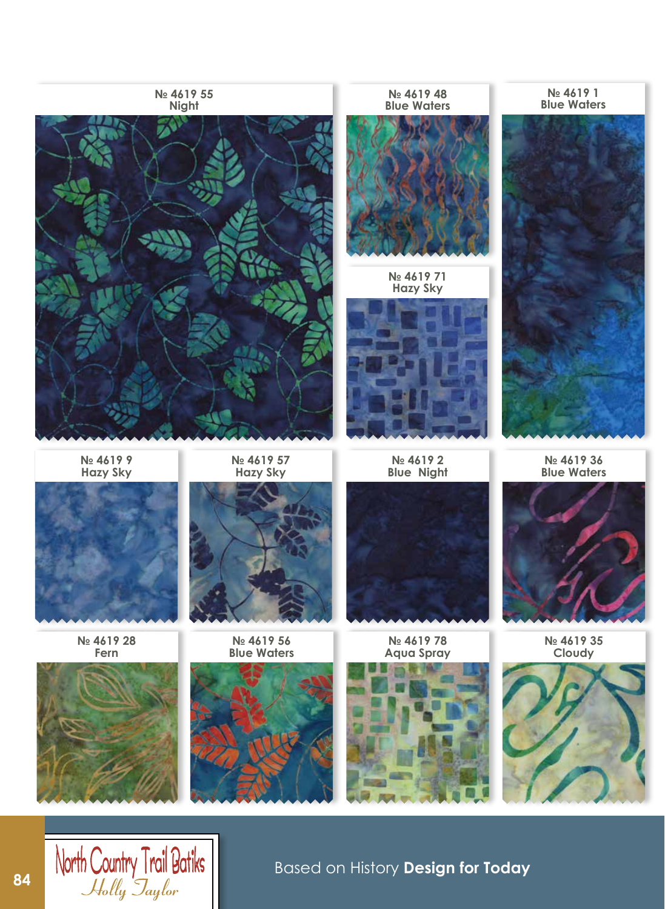№ 4619 55
Night

№ 4619 48
Blue Waters

№ 4619 1
Blue Waters

№ 4619 71
Hazy Sky

№ 4619 9
Hazy Sky

№ 4619 57
Hazy Sky

№ 4619 2
Blue Night

№ 4619 36
Blue Waters

№ 4619 28
Fern

№ 4619 56
Blue Waters

№ 4619 78
Aqua Spray

№ 4619 35
Cloudy

North Country Trail Batiks
*Holly Taylor*

Based on History **Design for Today**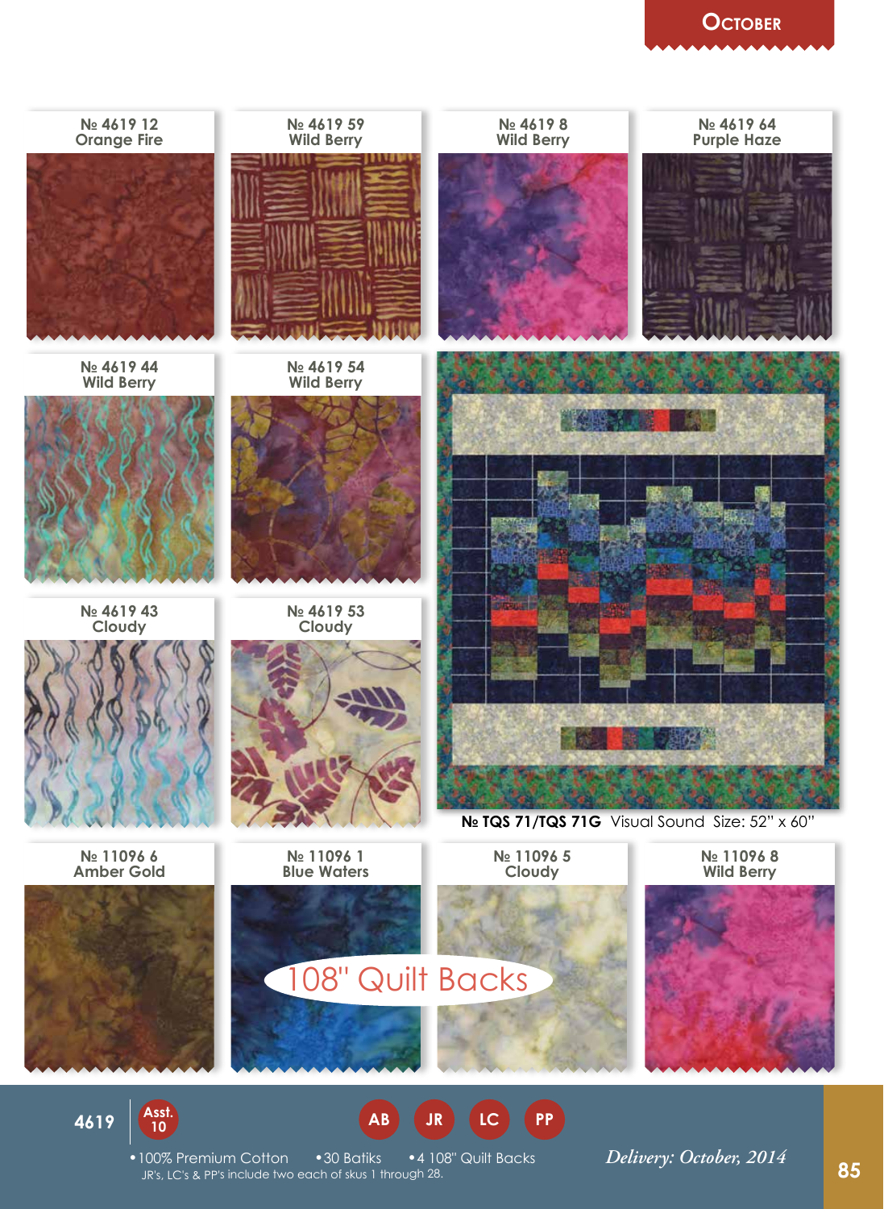# October

№ 4619 12
Orange Fire

№ 4619 59
Wild Berry

№ 4619 8
Wild Berry

№ 4619 64
Purple Haze

№ 4619 44
Wild Berry

№ 4619 54
Wild Berry

№ 4619 43
Cloudy

№ 4619 53
Cloudy

**№ TQS 71/TQS 71G** Visual Sound Size: 52" x 60"

№ 11096 6
Amber Gold

№ 11096 1
Blue Waters

№ 11096 5
Cloudy

№ 11096 8
Wild Berry

108" Quilt Backs

**4619** Asst. 10

AB JR LC PP

- 100% Premium Cotton
- 30 Batiks
- 4 108" Quilt Backs

JR's, LC's & PP's include two each of skus 1 through 28.

*Delivery: October, 2014*